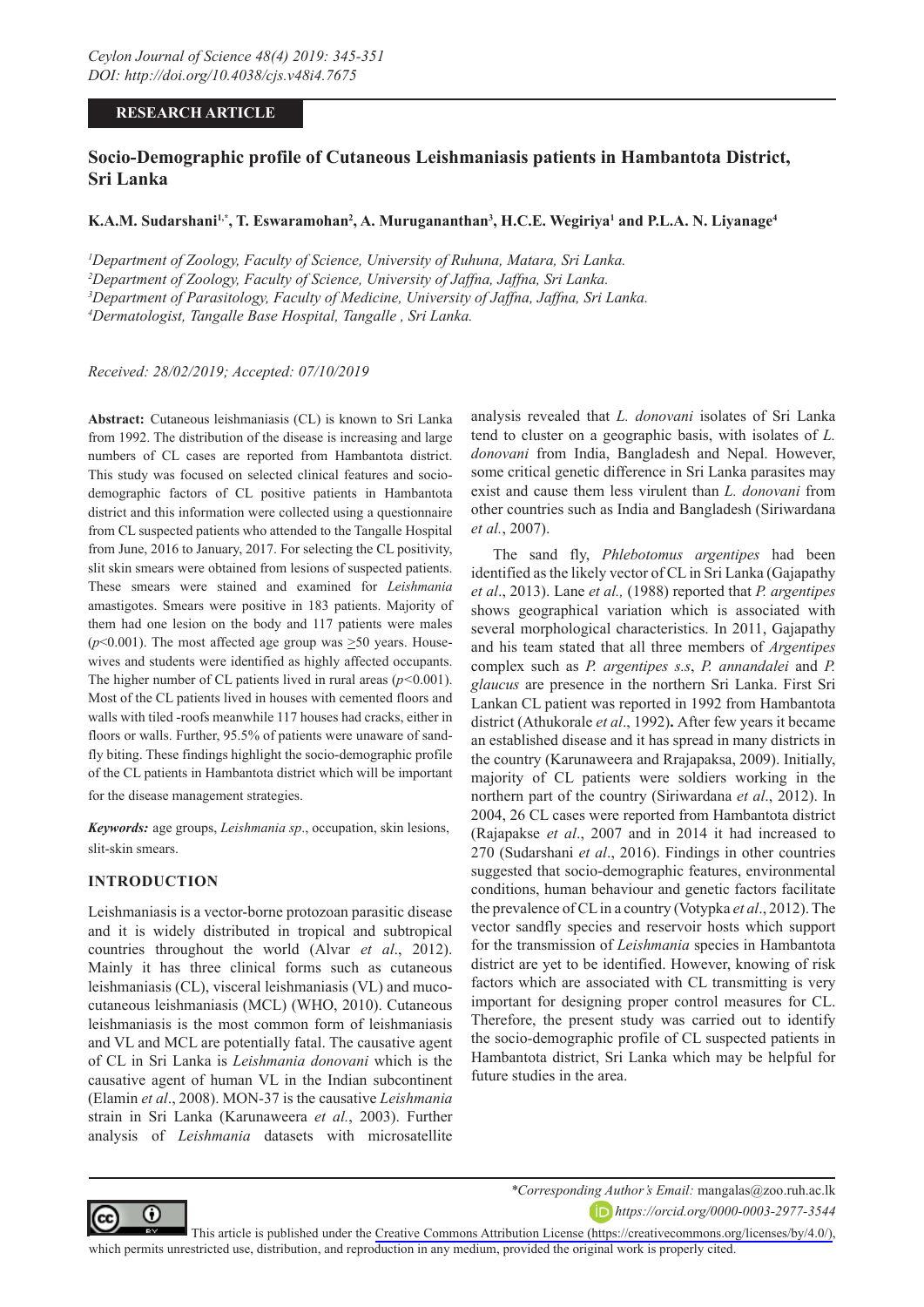RESEARCH ARTICLE

# Socio-Demographic profile of Cutaneous Leishmaniasis patients in Hambantota District, Sri Lanka

**K.A.M. Sudarshani[1,*], T. Eswaramohan[2], A. Murugananthan[3], H.C.E. Wegiriya[1] and P.L.A. N. Liyanage[4]**

[1]*Department of Zoology, Faculty of Science, University of Ruhuna, Matara, Sri Lanka.*
[2]*Department of Zoology, Faculty of Science, University of Jaffna, Jaffna, Sri Lanka.*
[3]*Department of Parasitology, Faculty of Medicine, University of Jaffna, Jaffna, Sri Lanka.*
[4]*Dermatologist, Tangalle Base Hospital, Tangalle , Sri Lanka.*

*Received: 28/02/2019; Accepted: 07/10/2019*

**Abstract:** Cutaneous leishmaniasis (CL) is known to Sri Lanka from 1992. The distribution of the disease is increasing and large numbers of CL cases are reported from Hambantota district. This study was focused on selected clinical features and socio-demographic factors of CL positive patients in Hambantota district and this information were collected using a questionnaire from CL suspected patients who attended to the Tangalle Hospital from June, 2016 to January, 2017. For selecting the CL positivity, slit skin smears were obtained from lesions of suspected patients. These smears were stained and examined for *Leishmania* amastigotes. Smears were positive in 183 patients. Majority of them had one lesion on the body and 117 patients were males ($p$<0.001). The most affected age group was $\geq$50 years. House-wives and students were identified as highly affected occupants. The higher number of CL patients lived in rural areas ($p$<0.001). Most of the CL patients lived in houses with cemented floors and walls with tiled -roofs meanwhile 117 houses had cracks, either in floors or walls. Further, 95.5% of patients were unaware of sand-fly biting. These findings highlight the socio-demographic profile of the CL patients in Hambantota district which will be important for the disease management strategies.

***Keywords:*** age groups, *Leishmania sp*., occupation, skin lesions, slit-skin smears.

## INTRODUCTION

Leishmaniasis is a vector-borne protozoan parasitic disease and it is widely distributed in tropical and subtropical countries throughout the world (Alvar *et al*., 2012). Mainly it has three clinical forms such as cutaneous leishmaniasis (CL), visceral leishmaniasis (VL) and muco-cutaneous leishmaniasis (MCL) (WHO, 2010). Cutaneous leishmaniasis is the most common form of leishmaniasis and VL and MCL are potentially fatal. The causative agent of CL in Sri Lanka is *Leishmania donovani* which is the causative agent of human VL in the Indian subcontinent (Elamin *et al*., 2008). MON-37 is the causative *Leishmania* strain in Sri Lanka (Karunaweera *et al.*, 2003). Further analysis of *Leishmania* datasets with microsatellite analysis revealed that *L. donovani* isolates of Sri Lanka tend to cluster on a geographic basis, with isolates of *L. donovani* from India, Bangladesh and Nepal. However, some critical genetic difference in Sri Lanka parasites may exist and cause them less virulent than *L. donovani* from other countries such as India and Bangladesh (Siriwardana *et al.*, 2007).

The sand fly, *Phlebotomus argentipes* had been identified as the likely vector of CL in Sri Lanka (Gajapathy *et al*., 2013). Lane *et al.,* (1988) reported that *P. argentipes* shows geographical variation which is associated with several morphological characteristics. In 2011, Gajapathy and his team stated that all three members of *Argentipes* complex such as *P. argentipes s.s*, *P. annandalei* and *P. glaucus* are presence in the northern Sri Lanka. First Sri Lankan CL patient was reported in 1992 from Hambantota district (Athukorale *et al*., 1992)**.** After few years it became an established disease and it has spread in many districts in the country (Karunaweera and Rrajapaksa, 2009). Initially, majority of CL patients were soldiers working in the northern part of the country (Siriwardana *et al*., 2012). In 2004, 26 CL cases were reported from Hambantota district (Rajapakse *et al*., 2007 and in 2014 it had increased to 270 (Sudarshani *et al*., 2016). Findings in other countries suggested that socio-demographic features, environmental conditions, human behaviour and genetic factors facilitate the prevalence of CL in a country (Votypka *et al*., 2012). The vector sandfly species and reservoir hosts which support for the transmission of *Leishmania* species in Hambantota district are yet to be identified. However, knowing of risk factors which are associated with CL transmitting is very important for designing proper control measures for CL. Therefore, the present study was carried out to identify the socio-demographic profile of CL suspected patients in Hambantota district, Sri Lanka which may be helpful for future studies in the area.

*\*Corresponding Author's Email:* mangalas@zoo.ruh.ac.lk
*https://orcid.org/0000-0003-2977-3544*

This article is published under the Creative Commons Attribution License (https://creativecommons.org/licenses/by/4.0/), which permits unrestricted use, distribution, and reproduction in any medium, provided the original work is properly cited.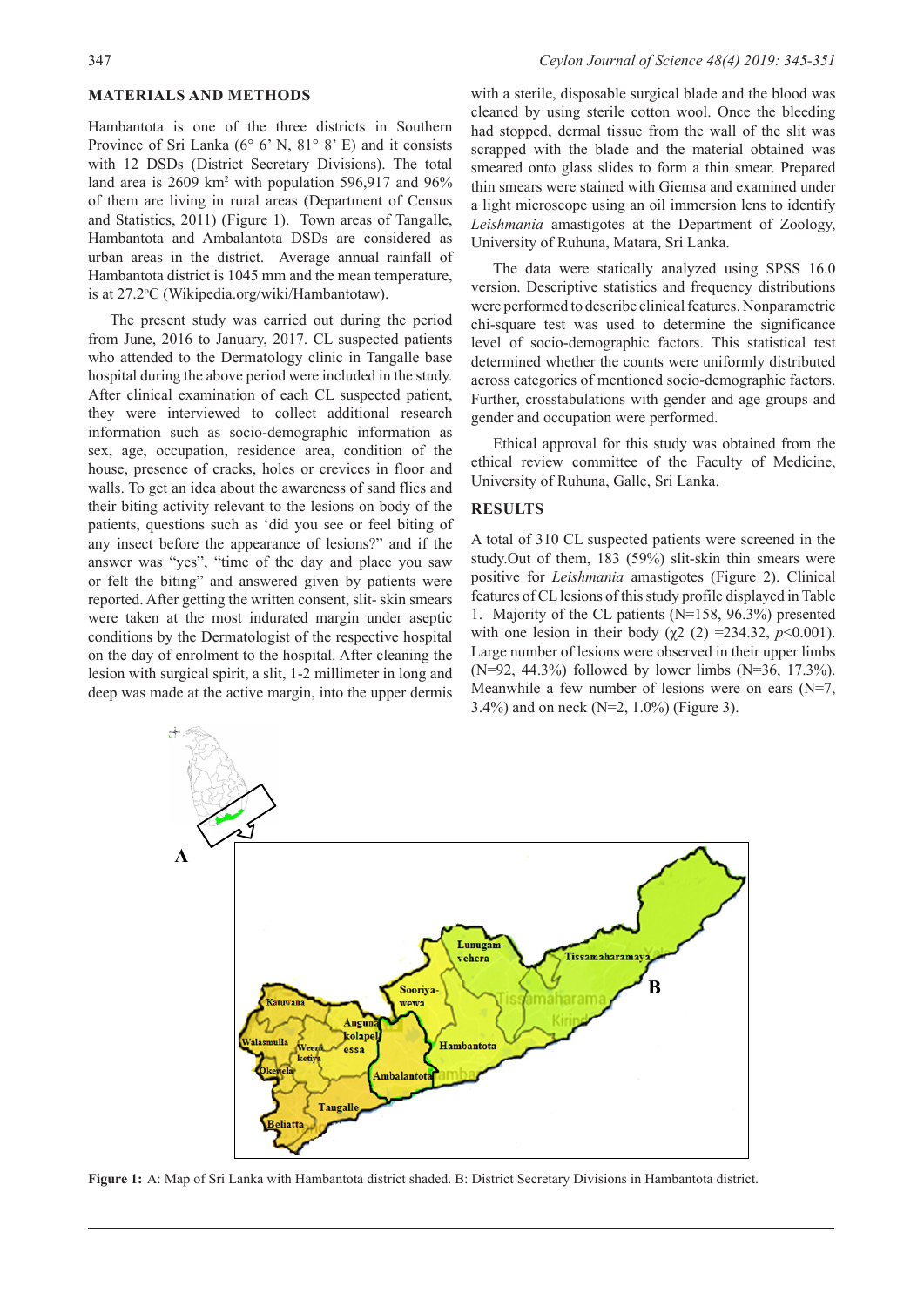## MATERIALS AND METHODS

Hambantota is one of the three districts in Southern Province of Sri Lanka (6° 6' N, 81° 8' E) and it consists with 12 DSDs (District Secretary Divisions). The total land area is 2609 km$^2$ with population 596,917 and 96% of them are living in rural areas (Department of Census and Statistics, 2011) (Figure 1). Town areas of Tangalle, Hambantota and Ambalantota DSDs are considered as urban areas in the district. Average annual rainfall of Hambantota district is 1045 mm and the mean temperature, is at 27.2°C (Wikipedia.org/wiki/Hambantotaw).

The present study was carried out during the period from June, 2016 to January, 2017. CL suspected patients who attended to the Dermatology clinic in Tangalle base hospital during the above period were included in the study. After clinical examination of each CL suspected patient, they were interviewed to collect additional research information such as socio-demographic information as sex, age, occupation, residence area, condition of the house, presence of cracks, holes or crevices in floor and walls. To get an idea about the awareness of sand flies and their biting activity relevant to the lesions on body of the patients, questions such as 'did you see or feel biting of any insect before the appearance of lesions?" and if the answer was "yes", "time of the day and place you saw or felt the biting" and answered given by patients were reported. After getting the written consent, slit- skin smears were taken at the most indurated margin under aseptic conditions by the Dermatologist of the respective hospital on the day of enrolment to the hospital. After cleaning the lesion with surgical spirit, a slit, 1-2 millimeter in long and deep was made at the active margin, into the upper dermis with a sterile, disposable surgical blade and the blood was cleaned by using sterile cotton wool. Once the bleeding had stopped, dermal tissue from the wall of the slit was scrapped with the blade and the material obtained was smeared onto glass slides to form a thin smear. Prepared thin smears were stained with Giemsa and examined under a light microscope using an oil immersion lens to identify *Leishmania* amastigotes at the Department of Zoology, University of Ruhuna, Matara, Sri Lanka.

The data were statically analyzed using SPSS 16.0 version. Descriptive statistics and frequency distributions were performed to describe clinical features. Nonparametric chi-square test was used to determine the significance level of socio-demographic factors. This statistical test determined whether the counts were uniformly distributed across categories of mentioned socio-demographic factors. Further, crosstabulations with gender and age groups and gender and occupation were performed.

Ethical approval for this study was obtained from the ethical review committee of the Faculty of Medicine, University of Ruhuna, Galle, Sri Lanka.

## RESULTS

A total of 310 CL suspected patients were screened in the study.Out of them, 183 (59%) slit-skin thin smears were positive for *Leishmania* amastigotes (Figure 2). Clinical features of CL lesions of this study profile displayed in Table 1. Majority of the CL patients (N=158, 96.3%) presented with one lesion in their body ($\chi 2$ (2) =234.32, $p$<0.001). Large number of lesions were observed in their upper limbs (N=92, 44.3%) followed by lower limbs (N=36, 17.3%). Meanwhile a few number of lesions were on ears (N=7, 3.4%) and on neck (N=2, 1.0%) (Figure 3).

**Figure 1:** A: Map of Sri Lanka with Hambantota district shaded. B: District Secretary Divisions in Hambantota district.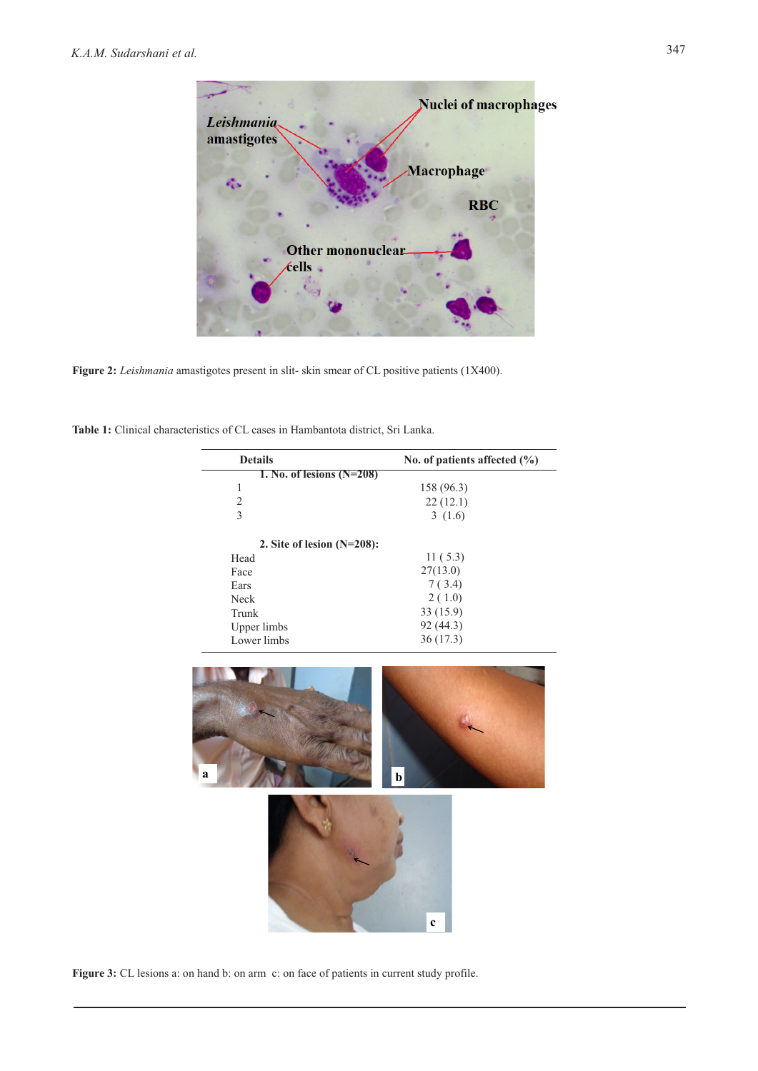Figure 2: *Leishmania* amastigotes present in slit- skin smear of CL positive patients (1X400).

**Table 1:** Clinical characteristics of CL cases in Hambantota district, Sri Lanka.

| Details | No. of patients affected (%) |
|---|---|
| **1. No. of lesions (N=208)** | |
| 1 | 158 (96.3) |
| 2 | 22 (12.1) |
| 3 | 3 (1.6) |
| **2. Site of lesion (N=208):** | |
| Head | 11 ( 5.3) |
| Face | 27(13.0) |
| Ears | 7 ( 3.4) |
| Neck | 2 ( 1.0) |
| Trunk | 33 (15.9) |
| Upper limbs | 92 (44.3) |
| Lower limbs | 36 (17.3) |

**Figure 3:** CL lesions a: on hand b: on arm c: on face of patients in current study profile.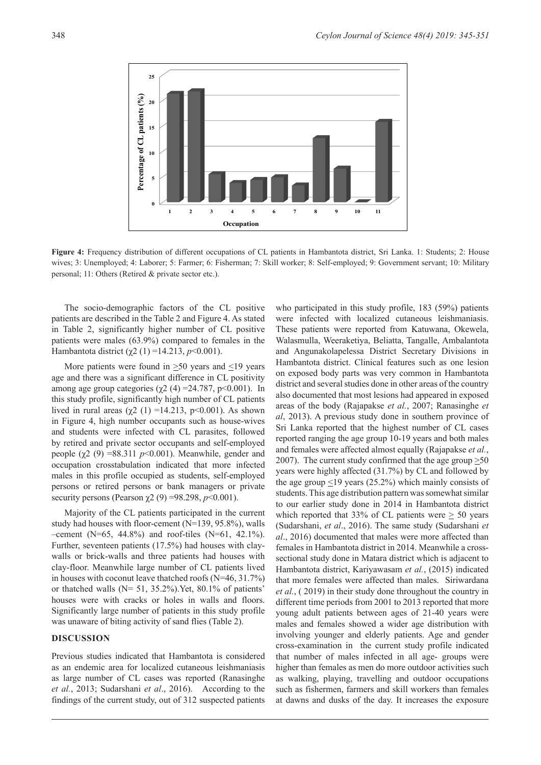**Figure 4:** Frequency distribution of different occupations of CL patients in Hambantota district, Sri Lanka. 1: Students; 2: House wives; 3: Unemployed; 4: Laborer; 5: Farmer; 6: Fisherman; 7: Skill worker; 8: Self-employed; 9: Government servant; 10: Military personal; 11: Others (Retired & private sector etc.).

The socio-demographic factors of the CL positive patients are described in the Table 2 and Figure 4. As stated in Table 2, significantly higher number of CL positive patients were males (63.9%) compared to females in the Hambantota district ($\chi 2$ (1) =14.213, $p$<0.001).

More patients were found in ≥50 years and ≤19 years age and there was a significant difference in CL positivity among age group categories ($\chi 2$ (4) =24.787, p<0.001). In this study profile, significantly high number of CL patients lived in rural areas ($\chi 2$ (1) =14.213, p<0.001). As shown in Figure 4, high number occupants such as house-wives and students were infected with CL parasites, followed by retired and private sector occupants and self-employed people ($\chi 2$ (9) =88.311 $p$<0.001). Meanwhile, gender and occupation crosstabulation indicated that more infected males in this profile occupied as students, self-employed persons or retired persons or bank managers or private security persons (Pearson $\chi 2$ (9) =98.298, $p$<0.001).

Majority of the CL patients participated in the current study had houses with floor-cement (N=139, 95.8%), walls –cement (N=65, 44.8%) and roof-tiles (N=61, 42.1%). Further, seventeen patients (17.5%) had houses with clay-walls or brick-walls and three patients had houses with clay-floor. Meanwhile large number of CL patients lived in houses with coconut leave thatched roofs (N=46, 31.7%) or thatched walls (N= 51, 35.2%).Yet, 80.1% of patients' houses were with cracks or holes in walls and floors. Significantly large number of patients in this study profile was unaware of biting activity of sand flies (Table 2).

## DISCUSSION

Previous studies indicated that Hambantota is considered as an endemic area for localized cutaneous leishmaniasis as large number of CL cases was reported (Ranasinghe *et al.*, 2013; Sudarshani *et al*., 2016). According to the findings of the current study, out of 312 suspected patients who participated in this study profile, 183 (59%) patients were infected with localized cutaneous leishmaniasis. These patients were reported from Katuwana, Okewela, Walasmulla, Weeraketiya, Beliatta, Tangalle, Ambalantota and Angunakolapelessa District Secretary Divisions in Hambantota district. Clinical features such as one lesion on exposed body parts was very common in Hambantota district and several studies done in other areas of the country also documented that most lesions had appeared in exposed areas of the body (Rajapakse *et al.*, 2007; Ranasinghe *et al*, 2013). A previous study done in southern province of Sri Lanka reported that the highest number of CL cases reported ranging the age group 10-19 years and both males and females were affected almost equally (Rajapakse *et al.*, 2007). The current study confirmed that the age group ≥50 years were highly affected (31.7%) by CL and followed by the age group ≤19 years (25.2%) which mainly consists of students. This age distribution pattern was somewhat similar to our earlier study done in 2014 in Hambantota district which reported that 33% of CL patients were ≥ 50 years (Sudarshani, *et al*., 2016). The same study (Sudarshani *et al*., 2016) documented that males were more affected than females in Hambantota district in 2014. Meanwhile a cross-sectional study done in Matara district which is adjacent to Hambantota district, Kariyawasam *et al.*, (2015) indicated that more females were affected than males. Siriwardana *et al.*, ( 2019) in their study done throughout the country in different time periods from 2001 to 2013 reported that more young adult patients between ages of 21-40 years were males and females showed a wider age distribution with involving younger and elderly patients. Age and gender cross-examination in the current study profile indicated that number of males infected in all age- groups were higher than females as men do more outdoor activities such as walking, playing, travelling and outdoor occupations such as fishermen, farmers and skill workers than females at dawns and dusks of the day. It increases the exposure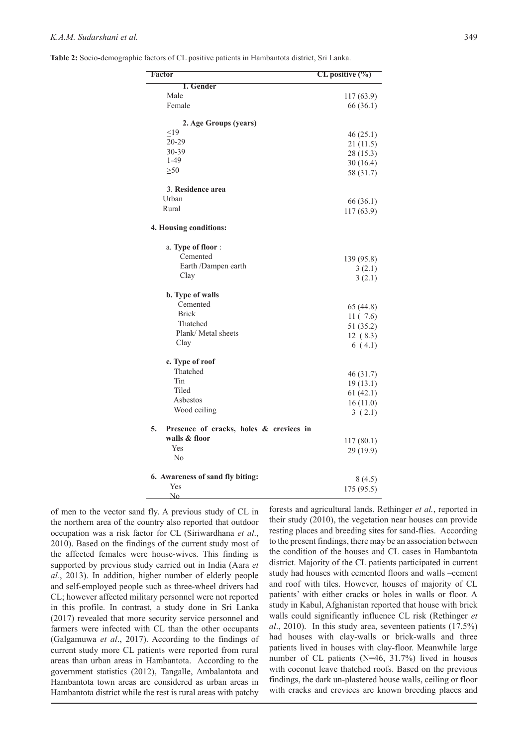**Table 2:** Socio-demographic factors of CL positive patients in Hambantota district, Sri Lanka.

| Factor | CL positive (%) |
|---|---|
| **1. Gender** | |
| Male | 117 (63.9) |
| Female | 66 (36.1) |
| **2. Age Groups (years)** | |
| ≤19 | 46 (25.1) |
| 20-29 | 21 (11.5) |
| 30-39 | 28 (15.3) |
| 1-49 | 30 (16.4) |
| ≥50 | 58 (31.7) |
| **3. Residence area** | |
| Urban | 66 (36.1) |
| Rural | 117 (63.9) |
| **4. Housing conditions:** | |
| a. **Type of floor** : | |
| Cemented | 139 (95.8) |
| Earth /Dampen earth | 3 (2.1) |
| Clay | 3 (2.1) |
| **b. Type of walls** | |
| Cemented | 65 (44.8) |
| Brick | 11 ( 7.6) |
| Thatched | 51 (35.2) |
| Plank/ Metal sheets | 12 ( 8.3) |
| Clay | 6 ( 4.1) |
| **c. Type of roof** | |
| Thatched | 46 (31.7) |
| Tin | 19 (13.1) |
| Tiled | 61 (42.1) |
| Asbestos | 16 (11.0) |
| Wood ceiling | 3 ( 2.1) |
| **5. Presence of cracks, holes & crevices in walls & floor** | |
| Yes | 117 (80.1) |
| No | 29 (19.9) |
| **6. Awareness of sand fly biting:** | |
| Yes | 8 (4.5) |
| No | 175 (95.5) |

of men to the vector sand fly. A previous study of CL in the northern area of the country also reported that outdoor occupation was a risk factor for CL (Siriwardhana *et al*., 2010). Based on the findings of the current study most of the affected females were house-wives. This finding is supported by previous study carried out in India (Aara *et al.*, 2013). In addition, higher number of elderly people and self-employed people such as three-wheel drivers had CL; however affected military personnel were not reported in this profile. In contrast, a study done in Sri Lanka (2017) revealed that more security service personnel and farmers were infected with CL than the other occupants (Galgamuwa *et al*., 2017). According to the findings of current study more CL patients were reported from rural areas than urban areas in Hambantota. According to the government statistics (2012), Tangalle, Ambalantota and Hambantota town areas are considered as urban areas in Hambantota district while the rest is rural areas with patchy forests and agricultural lands. Rethinger *et al.*, reported in their study (2010), the vegetation near houses can provide resting places and breeding sites for sand-flies. According to the present findings, there may be an association between the condition of the houses and CL cases in Hambantota district. Majority of the CL patients participated in current study had houses with cemented floors and walls –cement and roof with tiles. However, houses of majority of CL patients' with either cracks or holes in walls or floor. A study in Kabul, Afghanistan reported that house with brick walls could significantly influence CL risk (Rethinger *et al*., 2010). In this study area, seventeen patients (17.5%) had houses with clay-walls or brick-walls and three patients lived in houses with clay-floor. Meanwhile large number of CL patients (N=46, 31.7%) lived in houses with coconut leave thatched roofs. Based on the previous findings, the dark un-plastered house walls, ceiling or floor with cracks and crevices are known breeding places and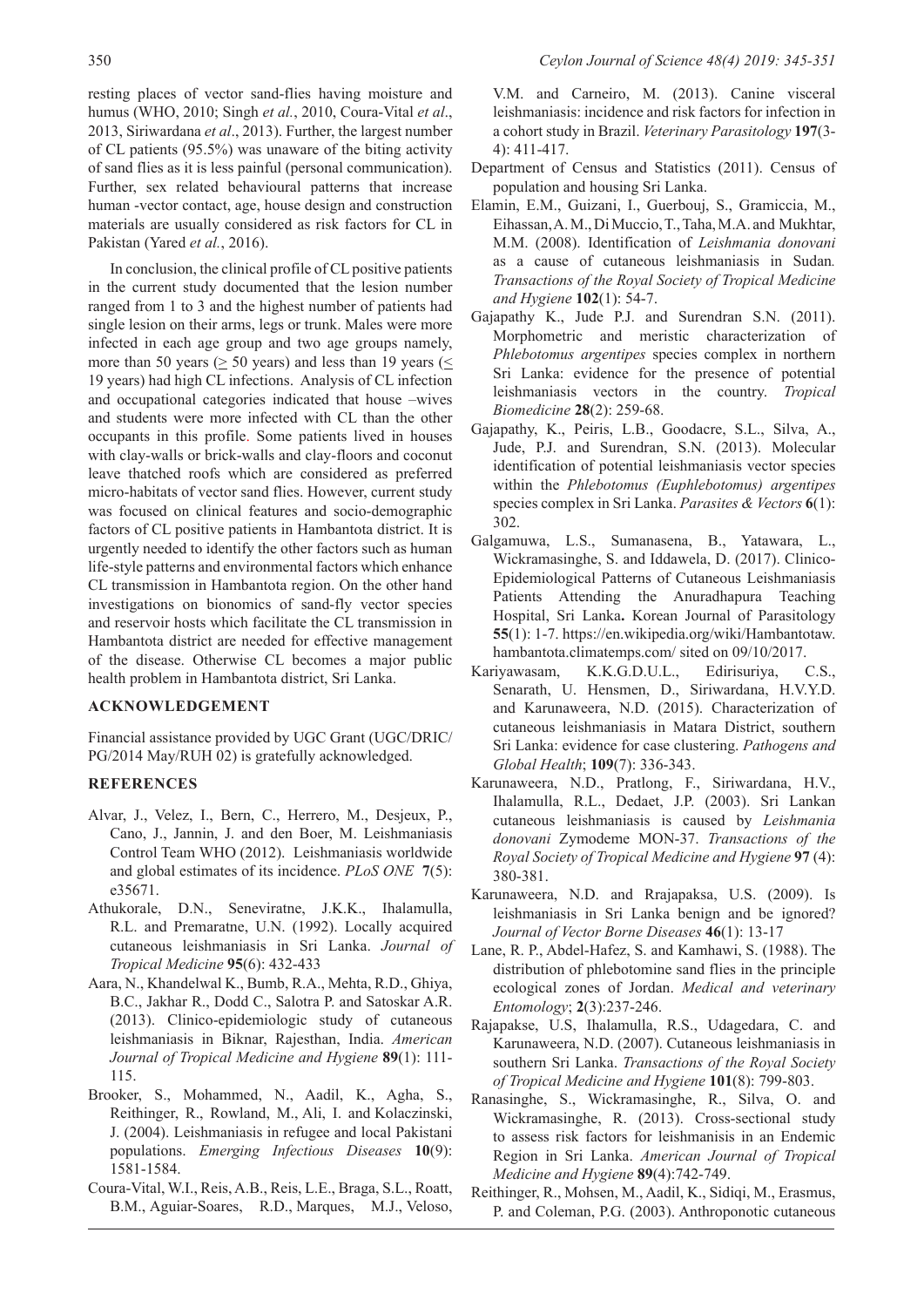resting places of vector sand-flies having moisture and humus (WHO, 2010; Singh *et al.*, 2010, Coura-Vital *et al*., 2013, Siriwardana *et al*., 2013). Further, the largest number of CL patients (95.5%) was unaware of the biting activity of sand flies as it is less painful (personal communication). Further, sex related behavioural patterns that increase human -vector contact, age, house design and construction materials are usually considered as risk factors for CL in Pakistan (Yared *et al.*, 2016).

In conclusion, the clinical profile of CL positive patients in the current study documented that the lesion number ranged from 1 to 3 and the highest number of patients had single lesion on their arms, legs or trunk. Males were more infected in each age group and two age groups namely, more than 50 years ($\geq$ 50 years) and less than 19 years ($\leq$ 19 years) had high CL infections. Analysis of CL infection and occupational categories indicated that house –wives and students were more infected with CL than the other occupants in this profile. Some patients lived in houses with clay-walls or brick-walls and clay-floors and coconut leave thatched roofs which are considered as preferred micro-habitats of vector sand flies. However, current study was focused on clinical features and socio-demographic factors of CL positive patients in Hambantota district. It is urgently needed to identify the other factors such as human life-style patterns and environmental factors which enhance CL transmission in Hambantota region. On the other hand investigations on bionomics of sand-fly vector species and reservoir hosts which facilitate the CL transmission in Hambantota district are needed for effective management of the disease. Otherwise CL becomes a major public health problem in Hambantota district, Sri Lanka.

## ACKNOWLEDGEMENT

Financial assistance provided by UGC Grant (UGC/DRIC/PG/2014 May/RUH 02) is gratefully acknowledged.

## REFERENCES

Alvar, J., Velez, I., Bern, C., Herrero, M., Desjeux, P., Cano, J., Jannin, J. and den Boer, M. Leishmaniasis Control Team WHO (2012). Leishmaniasis worldwide and global estimates of its incidence. *PLoS ONE* **7**(5): e35671.

Athukorale, D.N., Seneviratne, J.K.K., Ihalamulla, R.L. and Premaratne, U.N. (1992). Locally acquired cutaneous leishmaniasis in Sri Lanka. *Journal of Tropical Medicine* **95**(6): 432-433

Aara, N., Khandelwal K., Bumb, R.A., Mehta, R.D., Ghiya, B.C., Jakhar R., Dodd C., Salotra P. and Satoskar A.R. (2013). Clinico-epidemiologic study of cutaneous leishmaniasis in Biknar, Rajesthan, India. *American Journal of Tropical Medicine and Hygiene* **89**(1): 111-115.

Brooker, S., Mohammed, N., Aadil, K., Agha, S., Reithinger, R., Rowland, M., Ali, I. and Kolaczinski, J. (2004). Leishmaniasis in refugee and local Pakistani populations. *Emerging Infectious Diseases* **10**(9): 1581-1584.

Coura-Vital, W.I., Reis, A.B., Reis, L.E., Braga, S.L., Roatt, B.M., Aguiar-Soares, R.D., Marques, M.J., Veloso, V.M. and Carneiro, M. (2013). Canine visceral leishmaniasis: incidence and risk factors for infection in a cohort study in Brazil. *Veterinary Parasitology* **197**(3-4): 411-417.

Department of Census and Statistics (2011). Census of population and housing Sri Lanka.

Elamin, E.M., Guizani, I., Guerbouj, S., Gramiccia, M., Eihassan, A. M., Di Muccio, T., Taha, M.A. and Mukhtar, M.M. (2008). Identification of *Leishmania donovani* as a cause of cutaneous leishmaniasis in Sudan*. Transactions of the Royal Society of Tropical Medicine and Hygiene* **102**(1): 54-7.

Gajapathy K., Jude P.J. and Surendran S.N. (2011). Morphometric and meristic characterization of *Phlebotomus argentipes* species complex in northern Sri Lanka: evidence for the presence of potential leishmaniasis vectors in the country. *Tropical Biomedicine* **28**(2): 259-68.

Gajapathy, K., Peiris, L.B., Goodacre, S.L., Silva, A., Jude, P.J. and Surendran, S.N. (2013). Molecular identification of potential leishmaniasis vector species within the *Phlebotomus (Euphlebotomus) argentipes* species complex in Sri Lanka. *Parasites & Vectors* **6**(1): 302.

Galgamuwa, L.S., Sumanasena, B., Yatawara, L., Wickramasinghe, S. and Iddawela, D. (2017). Clinico-Epidemiological Patterns of Cutaneous Leishmaniasis Patients Attending the Anuradhapura Teaching Hospital, Sri Lanka**.** Korean Journal of Parasitology **55**(1): 1-7. https://en.wikipedia.org/wiki/Hambantotaw.hambantota.climatemps.com/ sited on 09/10/2017.

Kariyawasam, K.K.G.D.U.L., Edirisuriya, C.S., Senarath, U. Hensmen, D., Siriwardana, H.V.Y.D. and Karunaweera, N.D. (2015). Characterization of cutaneous leishmaniasis in Matara District, southern Sri Lanka: evidence for case clustering. *Pathogens and Global Health*; **109**(7): 336-343.

Karunaweera, N.D., Pratlong, F., Siriwardana, H.V., Ihalamulla, R.L., Dedaet, J.P. (2003). Sri Lankan cutaneous leishmaniasis is caused by *Leishmania donovani* Zymodeme MON-37. *Transactions of the Royal Society of Tropical Medicine and Hygiene* **97** (4): 380-381.

Karunaweera, N.D. and Rrajapaksa, U.S. (2009). Is leishmaniasis in Sri Lanka benign and be ignored? *Journal of Vector Borne Diseases* **46**(1): 13-17

Lane, R. P., Abdel-Hafez, S. and Kamhawi, S. (1988). The distribution of phlebotomine sand flies in the principle ecological zones of Jordan. *Medical and veterinary Entomology*; **2**(3):237-246.

Rajapakse, U.S, Ihalamulla, R.S., Udagedara, C. and Karunaweera, N.D. (2007). Cutaneous leishmaniasis in southern Sri Lanka. *Transactions of the Royal Society of Tropical Medicine and Hygiene* **101**(8): 799-803.

Ranasinghe, S., Wickramasinghe, R., Silva, O. and Wickramasinghe, R. (2013). Cross-sectional study to assess risk factors for leishmanisis in an Endemic Region in Sri Lanka. *American Journal of Tropical Medicine and Hygiene* **89**(4):742-749.

Reithinger, R., Mohsen, M., Aadil, K., Sidiqi, M., Erasmus, P. and Coleman, P.G. (2003). Anthroponotic cutaneous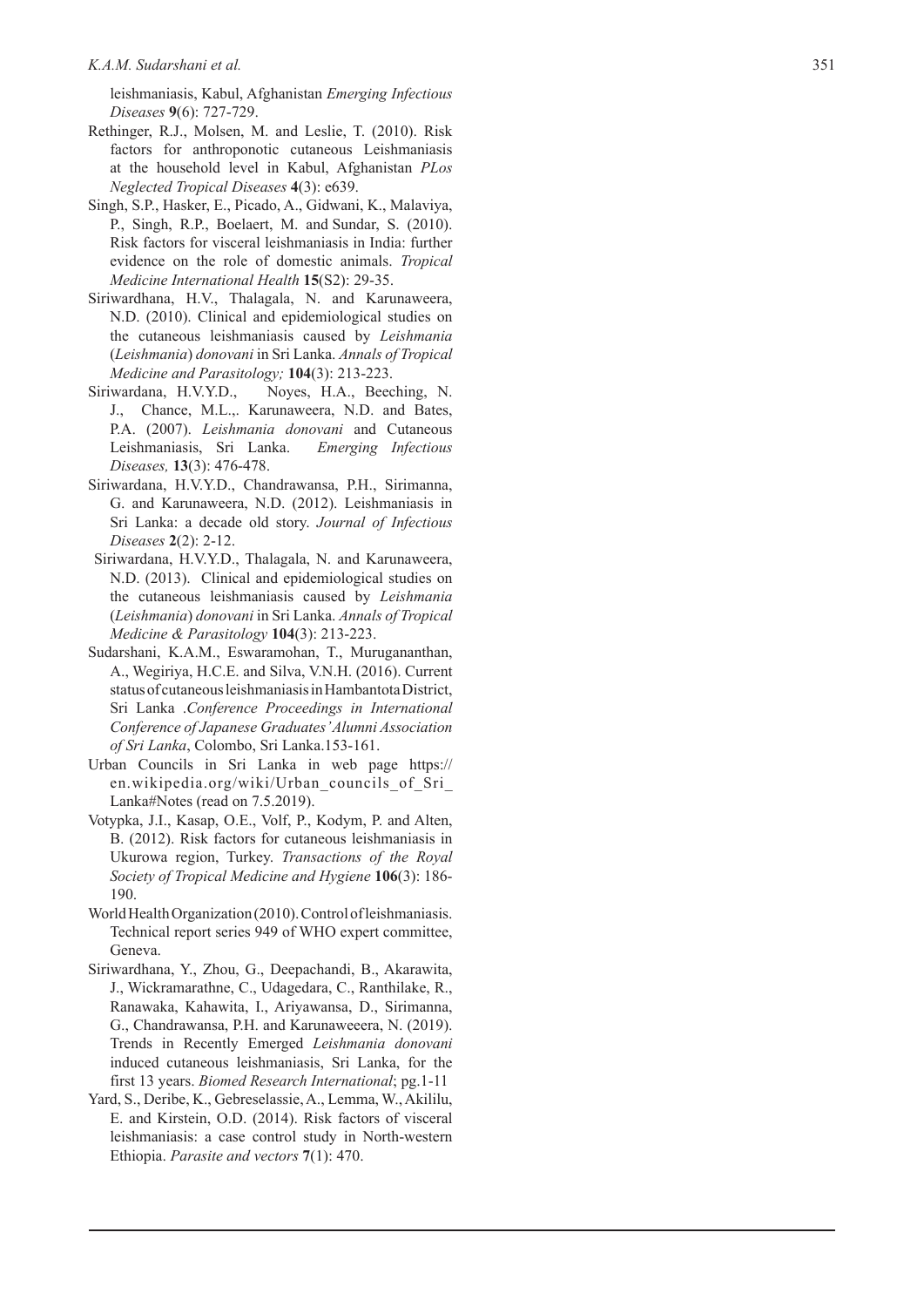leishmaniasis, Kabul, Afghanistan *Emerging Infectious Diseases* **9**(6): 727-729.

Rethinger, R.J., Molsen, M. and Leslie, T. (2010). Risk factors for anthroponotic cutaneous Leishmaniasis at the household level in Kabul, Afghanistan *PLos Neglected Tropical Diseases* **4**(3): e639.

Singh, S.P., Hasker, E., Picado, A., Gidwani, K., Malaviya, P., Singh, R.P., Boelaert, M. and Sundar, S. (2010). Risk factors for visceral leishmaniasis in India: further evidence on the role of domestic animals. *Tropical Medicine International Health* **15**(S2): 29-35.

Siriwardhana, H.V., Thalagala, N. and Karunaweera, N.D. (2010). Clinical and epidemiological studies on the cutaneous leishmaniasis caused by *Leishmania* (*Leishmania*) *donovani* in Sri Lanka. *Annals of Tropical Medicine and Parasitology;* **104**(3): 213-223.

Siriwardana, H.V.Y.D., Noyes, H.A., Beeching, N. J., Chance, M.L.,. Karunaweera, N.D. and Bates, P.A. (2007). *Leishmania donovani* and Cutaneous Leishmaniasis, Sri Lanka. *Emerging Infectious Diseases,* **13**(3): 476-478.

Siriwardana, H.V.Y.D., Chandrawansa, P.H., Sirimanna, G. and Karunaweera, N.D. (2012). Leishmaniasis in Sri Lanka: a decade old story. *Journal of Infectious Diseases* **2**(2): 2-12.

Siriwardana, H.V.Y.D., Thalagala, N. and Karunaweera, N.D. (2013). Clinical and epidemiological studies on the cutaneous leishmaniasis caused by *Leishmania* (*Leishmania*) *donovani* in Sri Lanka. *Annals of Tropical Medicine & Parasitology* **104**(3): 213-223.

Sudarshani, K.A.M., Eswaramohan, T., Murugananthan, A., Wegiriya, H.C.E. and Silva, V.N.H. (2016). Current status of cutaneous leishmaniasis in Hambantota District, Sri Lanka .*Conference Proceedings in International Conference of Japanese Graduates' Alumni Association of Sri Lanka*, Colombo, Sri Lanka.153-161.

Urban Councils in Sri Lanka in web page https://en.wikipedia.org/wiki/Urban_councils_of_Sri_Lanka#Notes (read on 7.5.2019).

Votypka, J.I., Kasap, O.E., Volf, P., Kodym, P. and Alten, B. (2012). Risk factors for cutaneous leishmaniasis in Ukurowa region, Turkey. *Transactions of the Royal Society of Tropical Medicine and Hygiene* **106**(3): 186-190.

World Health Organization (2010). Control of leishmaniasis. Technical report series 949 of WHO expert committee, Geneva.

Siriwardhana, Y., Zhou, G., Deepachandi, B., Akarawita, J., Wickramarathne, C., Udagedara, C., Ranthilake, R., Ranawaka, Kahawita, I., Ariyawansa, D., Sirimanna, G., Chandrawansa, P.H. and Karunaweeera, N. (2019). Trends in Recently Emerged *Leishmania donovani* induced cutaneous leishmaniasis, Sri Lanka, for the first 13 years. *Biomed Research International*; pg.1-11

Yard, S., Deribe, K., Gebreselassie, A., Lemma, W., Akililu, E. and Kirstein, O.D. (2014). Risk factors of visceral leishmaniasis: a case control study in North-western Ethiopia. *Parasite and vectors* **7**(1): 470.